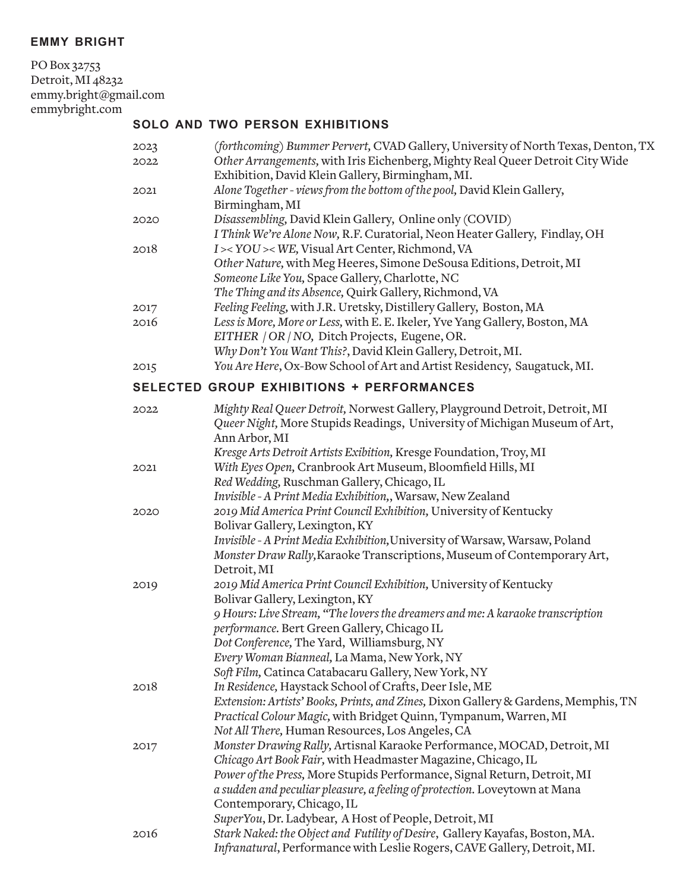# EMMY BRIGHT

PO Box 32753
Detroit, MI 48232
emmy.bright@gmail.com
emmybright.com

## SOLO AND TWO PERSON EXHIBITIONS

2023 (*forthcoming*) *Bummer Pervert,* CVAD Gallery, University of North Texas, Denton, TX

2022 *Other Arrangements,* with Iris Eichenberg, Mighty Real Queer Detroit City Wide Exhibition, David Klein Gallery, Birmingham, MI.

2021 *Alone Together - views from the bottom of the pool,* David Klein Gallery, Birmingham, MI

2020 *Disassembling,* David Klein Gallery, Online only (COVID)
*I Think We're Alone Now,* R.F. Curatorial, Neon Heater Gallery, Findlay, OH

2018 *I >< YOU >< WE,* Visual Art Center, Richmond, VA
*Other Nature,* with Meg Heeres, Simone DeSousa Editions, Detroit, MI
*Someone Like You,* Space Gallery, Charlotte, NC
*The Thing and its Absence,* Quirk Gallery, Richmond, VA

2017 *Feeling Feeling,* with J.R. Uretsky, Distillery Gallery, Boston, MA

2016 *Less is More, More or Less,* with E. E. Ikeler, Yve Yang Gallery, Boston, MA
*EITHER / OR / NO,* Ditch Projects, Eugene, OR.
*Why Don't You Want This?*, David Klein Gallery, Detroit, MI.

2015 *You Are Here*, Ox-Bow School of Art and Artist Residency, Saugatuck, MI.

## SELECTED GROUP EXHIBITIONS + PERFORMANCES

2022 *Mighty Real Queer Detroit,* Norwest Gallery, Playground Detroit, Detroit, MI
*Queer Night,* More Stupids Readings, University of Michigan Museum of Art, Ann Arbor, MI
*Kresge Arts Detroit Artists Exibition,* Kresge Foundation, Troy, MI

2021 *With Eyes Open,* Cranbrook Art Museum, Bloomfield Hills, MI
*Red Wedding,* Ruschman Gallery, Chicago, IL
*Invisible - A Print Media Exhibition,*, Warsaw, New Zealand

2020 *2019 Mid America Print Council Exhibition,* University of Kentucky Bolivar Gallery, Lexington, KY
*Invisible - A Print Media Exhibition,*University of Warsaw, Warsaw, Poland
*Monster Draw Rally,*Karaoke Transcriptions, Museum of Contemporary Art, Detroit, MI

2019 *2019 Mid America Print Council Exhibition,* University of Kentucky Bolivar Gallery, Lexington, KY
*9 Hours: Live Stream, "The lovers the dreamers and me: A karaoke transcription performance.* Bert Green Gallery, Chicago IL
*Dot Conference,* The Yard, Williamsburg, NY
*Every Woman Bianneal,* La Mama, New York, NY
*Soft Film,* Catinca Catabacaru Gallery, New York, NY

2018 *In Residence,* Haystack School of Crafts, Deer Isle, ME
*Extension: Artists' Books, Prints, and Zines,* Dixon Gallery & Gardens, Memphis, TN
*Practical Colour Magic,* with Bridget Quinn, Tympanum, Warren, MI
*Not All There,* Human Resources, Los Angeles, CA

2017 *Monster Drawing Rally,* Artisnal Karaoke Performance, MOCAD, Detroit, MI
*Chicago Art Book Fair,* with Headmaster Magazine, Chicago, IL
*Power of the Press,* More Stupids Performance, Signal Return, Detroit, MI
*a sudden and peculiar pleasure, a feeling of protection.* Loveytown at Mana Contemporary, Chicago, IL
*SuperYou*, Dr. Ladybear, A Host of People, Detroit, MI

2016 *Stark Naked: the Object and Futility of Desire*, Gallery Kayafas, Boston, MA.
*Infranatural*, Performance with Leslie Rogers, CAVE Gallery, Detroit, MI.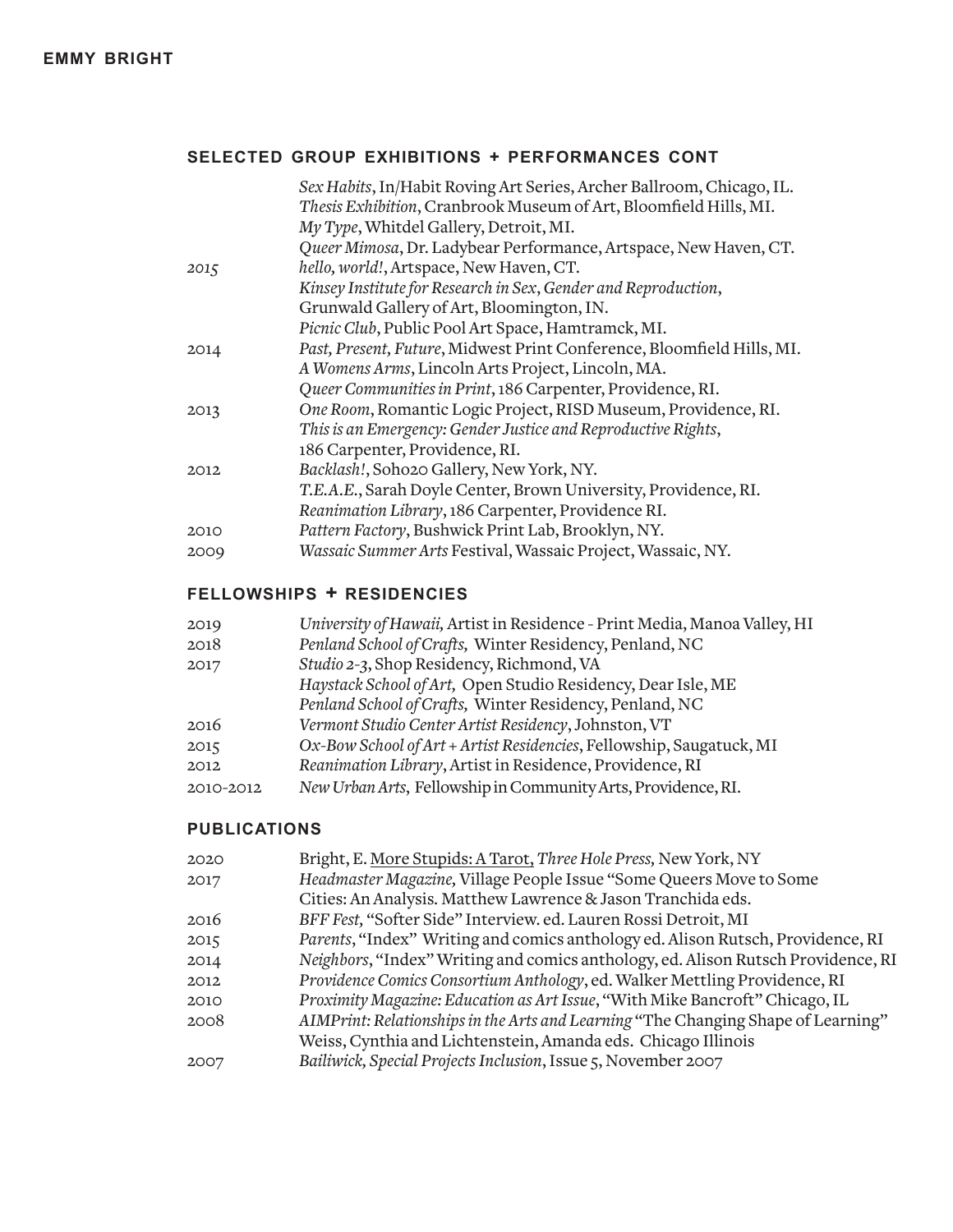## SELECTED GROUP EXHIBITIONS + PERFORMANCES CONT

| | |
|---|---|
| | *Sex Habits*, In/Habit Roving Art Series, Archer Ballroom, Chicago, IL. |
| | *Thesis Exhibition*, Cranbrook Museum of Art, Bloomfield Hills, MI. |
| | *My Type*, Whitdel Gallery, Detroit, MI. |
| | *Queer Mimosa*, Dr. Ladybear Performance, Artspace, New Haven, CT. |
| *2015* | *hello, world!*, Artspace, New Haven, CT. |
| | *Kinsey Institute for Research in Sex, Gender and Reproduction*, Grunwald Gallery of Art, Bloomington, IN. |
| | *Picnic Club*, Public Pool Art Space, Hamtramck, MI. |
| 2014 | *Past, Present, Future*, Midwest Print Conference, Bloomfield Hills, MI. |
| | *A Womens Arms*, Lincoln Arts Project, Lincoln, MA. |
| | *Queer Communities in Print*, 186 Carpenter, Providence, RI. |
| 2013 | *One Room*, Romantic Logic Project, RISD Museum, Providence, RI. |
| | *This is an Emergency: Gender Justice and Reproductive Rights*, 186 Carpenter, Providence, RI. |
| 2012 | *Backlash!*, Soho20 Gallery, New York, NY. |
| | *T.E.A.E.*, Sarah Doyle Center, Brown University, Providence, RI. |
| | *Reanimation Library*, 186 Carpenter, Providence RI. |
| 2010 | *Pattern Factory*, Bushwick Print Lab, Brooklyn, NY. |
| 2009 | *Wassaic Summer Arts* Festival, Wassaic Project, Wassaic, NY. |

## FELLOWSHIPS + RESIDENCIES

| | |
|---|---|
| 2019 | *University of Hawaii,* Artist in Residence - Print Media, Manoa Valley, HI |
| 2018 | *Penland School of Crafts,* Winter Residency, Penland, NC |
| 2017 | *Studio 2-3*, Shop Residency, Richmond, VA |
| | *Haystack School of Art,* Open Studio Residency, Dear Isle, ME |
| | *Penland School of Crafts,* Winter Residency, Penland, NC |
| 2016 | *Vermont Studio Center Artist Residency*, Johnston, VT |
| 2015 | *Ox-Bow School of Art + Artist Residencies*, Fellowship, Saugatuck, MI |
| 2012 | *Reanimation Library*, Artist in Residence, Providence, RI |
| 2010-2012 | *New Urban Arts,* Fellowship in Community Arts, Providence, RI. |

## PUBLICATIONS

| | |
|---|---|
| 2020 | Bright, E. More Stupids: A Tarot, *Three Hole Press,* New York, NY |
| 2017 | *Headmaster Magazine,* Village People Issue "Some Queers Move to Some Cities: An Analysis. Matthew Lawrence & Jason Tranchida eds. |
| 2016 | *BFF Fest,* "Softer Side" Interview. ed. Lauren Rossi Detroit, MI |
| 2015 | *Parents*, "Index" Writing and comics anthology ed. Alison Rutsch, Providence, RI |
| 2014 | *Neighbors*, "Index" Writing and comics anthology, ed. Alison Rutsch Providence, RI |
| 2012 | *Providence Comics Consortium Anthology*, ed. Walker Mettling Providence, RI |
| 2010 | *Proximity Magazine: Education as Art Issue*, "With Mike Bancroft" Chicago, IL |
| 2008 | *AIMPrint: Relationships in the Arts and Learning* "The Changing Shape of Learning" Weiss, Cynthia and Lichtenstein, Amanda eds. Chicago Illinois |
| 2007 | *Bailiwick, Special Projects Inclusion*, Issue 5, November 2007 |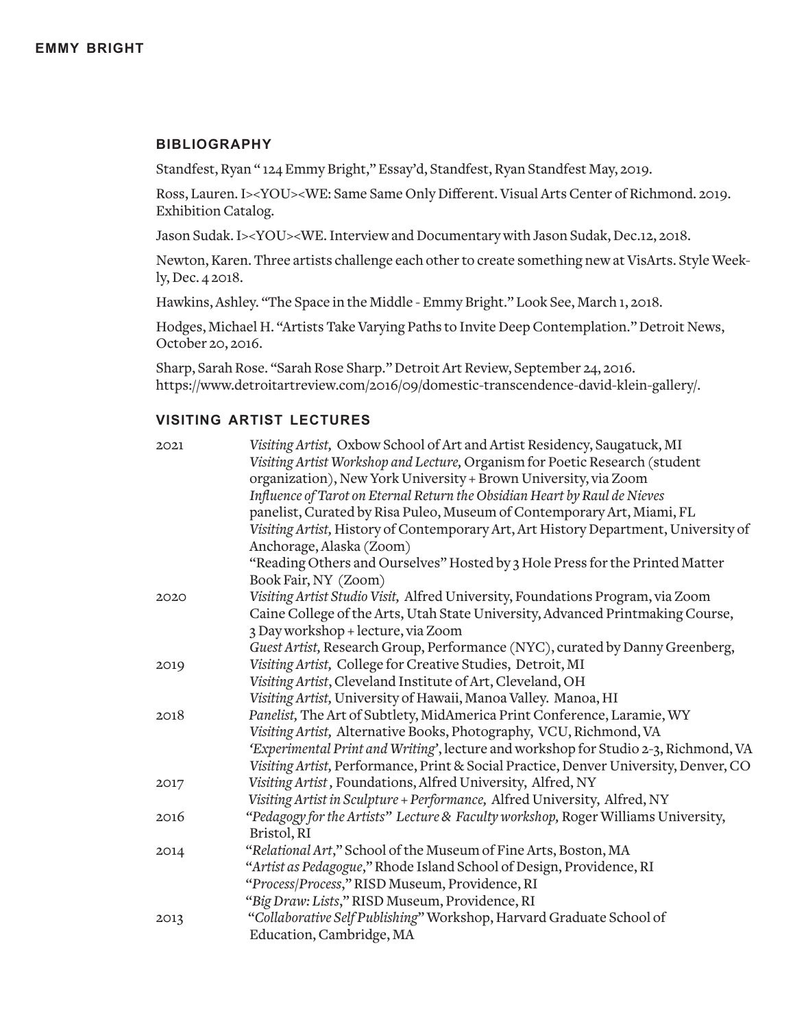## BIBLIOGRAPHY

Standfest, Ryan " 124 Emmy Bright," Essay'd, Standfest, Ryan Standfest May, 2019.

Ross, Lauren. I><YOU><WE: Same Same Only Different. Visual Arts Center of Richmond. 2019. Exhibition Catalog.

Jason Sudak. I><YOU><WE. Interview and Documentary with Jason Sudak, Dec.12, 2018.

Newton, Karen. Three artists challenge each other to create something new at VisArts. Style Weekly, Dec. 4 2018.

Hawkins, Ashley. "The Space in the Middle - Emmy Bright." Look See, March 1, 2018.

Hodges, Michael H. "Artists Take Varying Paths to Invite Deep Contemplation." Detroit News, October 20, 2016.

Sharp, Sarah Rose. "Sarah Rose Sharp." Detroit Art Review, September 24, 2016. https://www.detroitartreview.com/2016/09/domestic-transcendence-david-klein-gallery/.

## VISITING ARTIST LECTURES

| | |
|---|---|
| 2021 | *Visiting Artist,* Oxbow School of Art and Artist Residency, Saugatuck, MI |
| | *Visiting Artist Workshop and Lecture,* Organism for Poetic Research (student organization), New York University + Brown University, via Zoom |
| | *Influence of Tarot on Eternal Return the Obsidian Heart by Raul de Nieves* panelist, Curated by Risa Puleo, Museum of Contemporary Art, Miami, FL |
| | *Visiting Artist,* History of Contemporary Art, Art History Department, University of Anchorage, Alaska (Zoom) |
| | "Reading Others and Ourselves" Hosted by 3 Hole Press for the Printed Matter Book Fair, NY (Zoom) |
| 2020 | *Visiting Artist Studio Visit,* Alfred University, Foundations Program, via Zoom |
| | Caine College of the Arts, Utah State University, Advanced Printmaking Course, 3 Day workshop + lecture, via Zoom |
| | *Guest Artist,* Research Group, Performance (NYC), curated by Danny Greenberg, |
| 2019 | *Visiting Artist,* College for Creative Studies, Detroit, MI |
| | *Visiting Artist*, Cleveland Institute of Art, Cleveland, OH |
| | *Visiting Artist,* University of Hawaii, Manoa Valley. Manoa, HI |
| 2018 | *Panelist,* The Art of Subtlety, MidAmerica Print Conference, Laramie, WY |
| | *Visiting Artist,* Alternative Books, Photography, VCU, Richmond, VA |
| | *'Experimental Print and Writing'*, lecture and workshop for Studio 2-3, Richmond, VA |
| | *Visiting Artist,* Performance, Print & Social Practice, Denver University, Denver, CO |
| 2017 | *Visiting Artist* , Foundations, Alfred University, Alfred, NY |
| | *Visiting Artist in Sculpture + Performance,* Alfred University, Alfred, NY |
| 2016 | *"Pedagogy for the Artists" Lecture & Faculty workshop,* Roger Williams University, Bristol, RI |
| 2014 | "*Relational Art*," School of the Museum of Fine Arts, Boston, MA |
| | "*Artist as Pedagogue*," Rhode Island School of Design, Providence, RI |
| | "*Process/Process*," RISD Museum, Providence, RI |
| | "*Big Draw: Lists*," RISD Museum, Providence, RI |
| 2013 | "*Collaborative Self Publishing*" Workshop, Harvard Graduate School of Education, Cambridge, MA |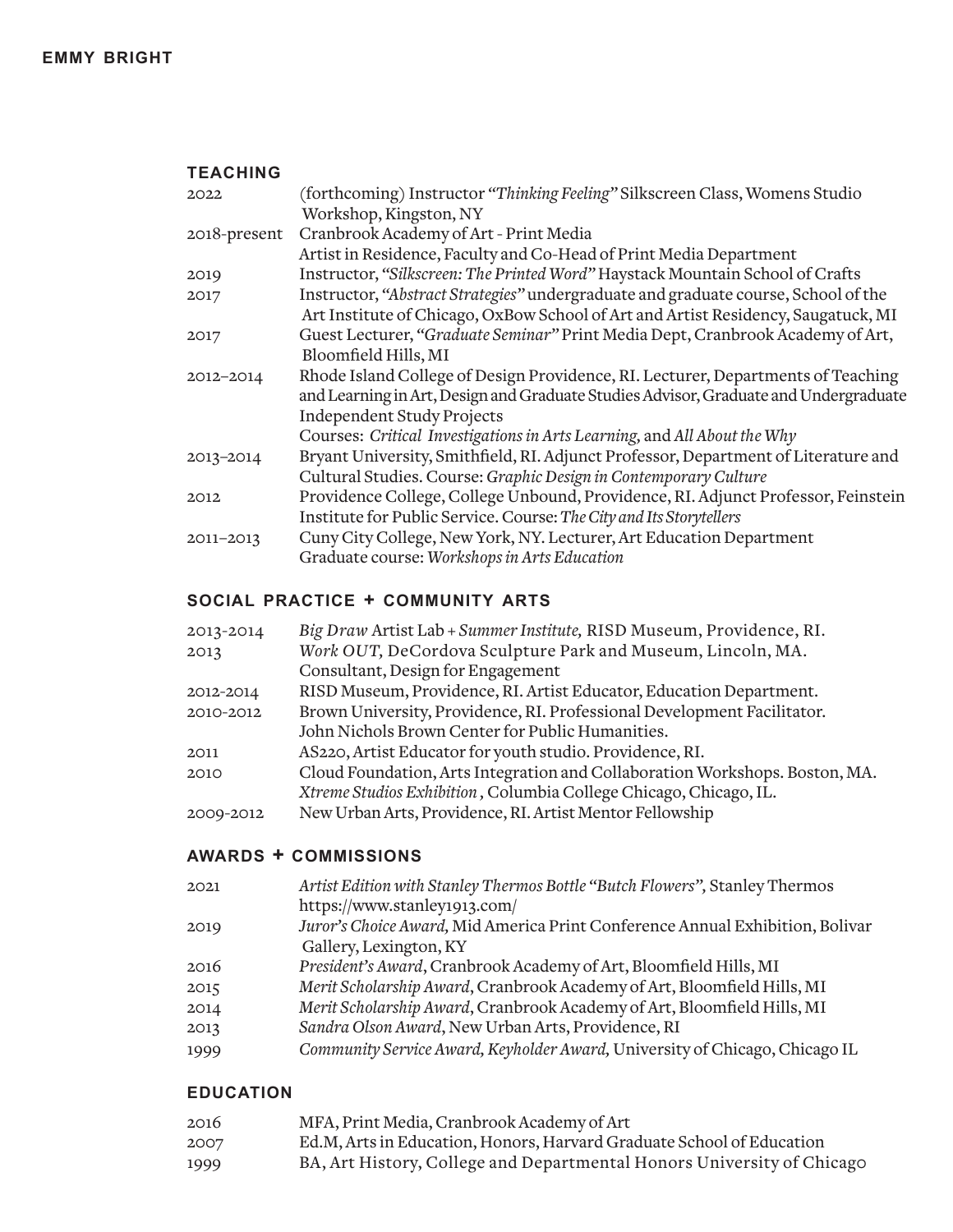## TEACHING

| | |
|---|---|
| 2022 | (forthcoming) Instructor "*Thinking Feeling*" Silkscreen Class, Womens Studio Workshop, Kingston, NY |
| 2018-present | Cranbrook Academy of Art - Print Media<br>Artist in Residence, Faculty and Co-Head of Print Media Department |
| 2019 | Instructor, "*Silkscreen: The Printed Word*" Haystack Mountain School of Crafts |
| 2017 | Instructor, "*Abstract Strategies*" undergraduate and graduate course, School of the Art Institute of Chicago, OxBow School of Art and Artist Residency, Saugatuck, MI |
| 2017 | Guest Lecturer, "*Graduate Seminar*" Print Media Dept, Cranbrook Academy of Art, Bloomfield Hills, MI |
| 2012–2014 | Rhode Island College of Design Providence, RI. Lecturer, Departments of Teaching and Learning in Art, Design and Graduate Studies Advisor, Graduate and Undergraduate Independent Study Projects<br>Courses: *Critical Investigations in Arts Learning,* and *All About the Why* |
| 2013–2014 | Bryant University, Smithfield, RI. Adjunct Professor, Department of Literature and Cultural Studies. Course: *Graphic Design in Contemporary Culture* |
| 2012 | Providence College, College Unbound, Providence, RI. Adjunct Professor, Feinstein Institute for Public Service. Course: *The City and Its Storytellers* |
| 2011–2013 | Cuny City College, New York, NY. Lecturer, Art Education Department<br>Graduate course: *Workshops in Arts Education* |

## SOCIAL PRACTICE + COMMUNITY ARTS

| | |
|---|---|
| 2013-2014 | *Big Draw* Artist Lab + *Summer Institute,* RISD Museum, Providence, RI. |
| 2013 | *Work OUT,* DeCordova Sculpture Park and Museum, Lincoln, MA.<br>Consultant, Design for Engagement |
| 2012-2014 | RISD Museum, Providence, RI. Artist Educator, Education Department. |
| 2010-2012 | Brown University, Providence, RI. Professional Development Facilitator.<br>John Nichols Brown Center for Public Humanities. |
| 2011 | AS220, Artist Educator for youth studio. Providence, RI. |
| 2010 | Cloud Foundation, Arts Integration and Collaboration Workshops. Boston, MA.<br>*Xtreme Studios Exhibition* , Columbia College Chicago, Chicago, IL. |
| 2009-2012 | New Urban Arts, Providence, RI. Artist Mentor Fellowship |

## AWARDS + COMMISSIONS

| | |
|---|---|
| 2021 | *Artist Edition with Stanley Thermos Bottle "Butch Flowers",* Stanley Thermos<br>https://www.stanley1913.com/ |
| 2019 | *Juror's Choice Award,* Mid America Print Conference Annual Exhibition, Bolivar Gallery, Lexington, KY |
| 2016 | *President's Award*, Cranbrook Academy of Art, Bloomfield Hills, MI |
| 2015 | *Merit Scholarship Award*, Cranbrook Academy of Art, Bloomfield Hills, MI |
| 2014 | *Merit Scholarship Award*, Cranbrook Academy of Art, Bloomfield Hills, MI |
| 2013 | *Sandra Olson Award*, New Urban Arts, Providence, RI |
| 1999 | *Community Service Award, Keyholder Award,* University of Chicago, Chicago IL |

## EDUCATION

| | |
|---|---|
| 2016 | MFA, Print Media, Cranbrook Academy of Art |
| 2007 | Ed.M, Arts in Education, Honors, Harvard Graduate School of Education |
| 1999 | BA, Art History, College and Departmental Honors University of Chicago |